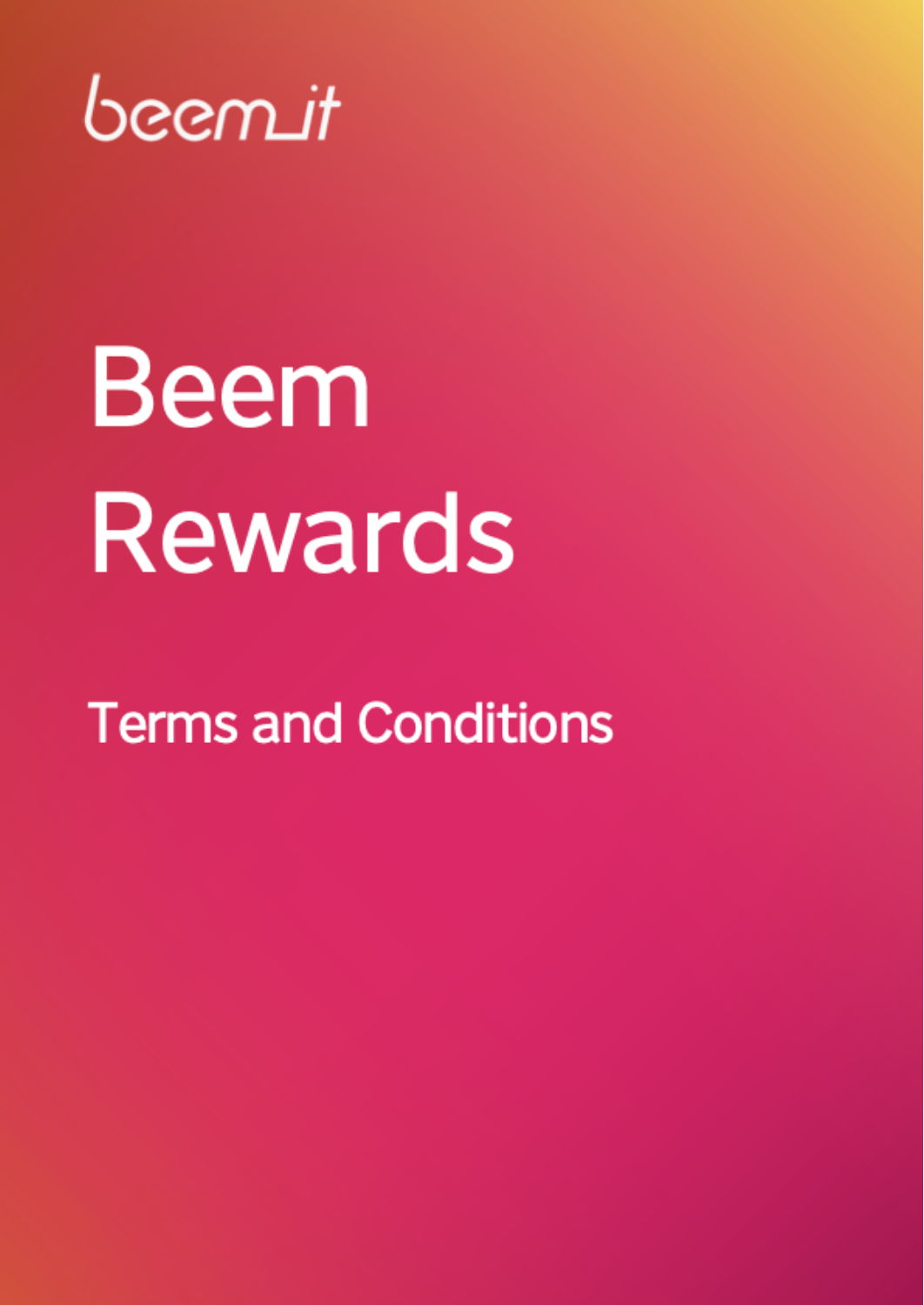beem_it

# Beem Rewards

## Terms and Conditions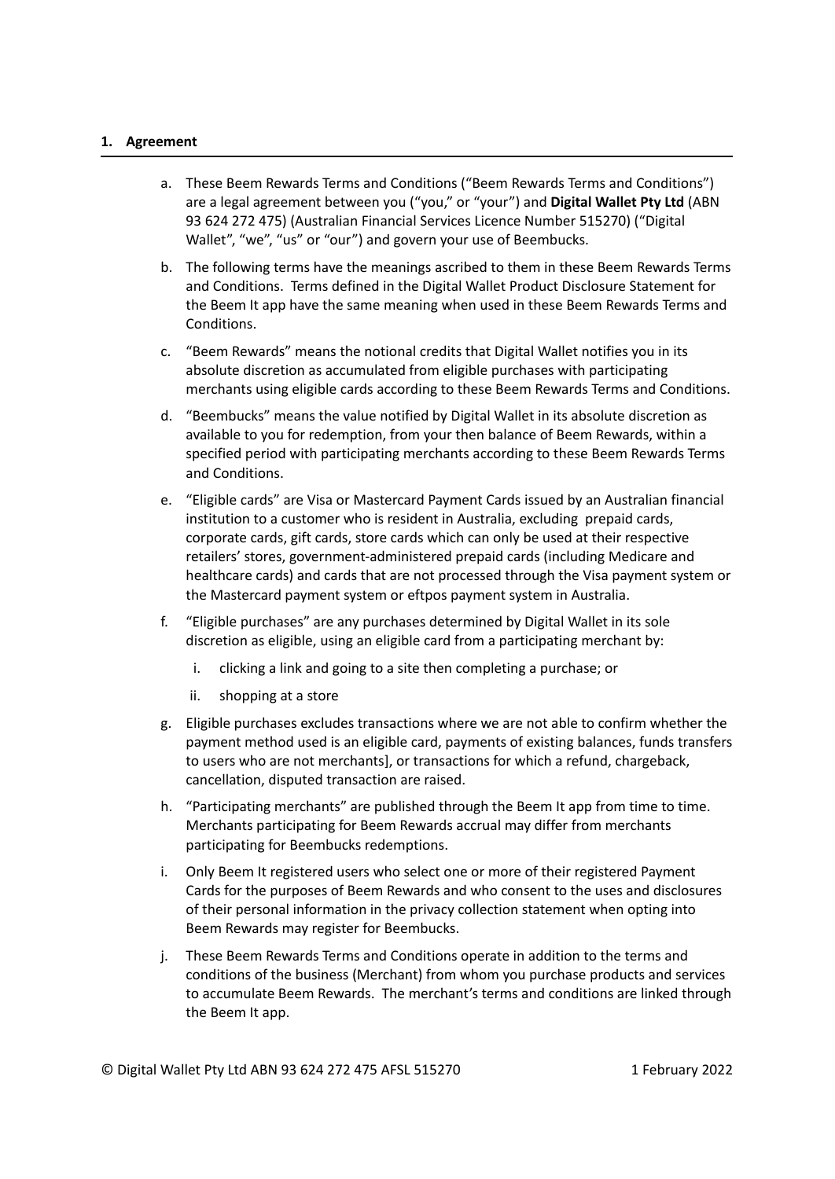## 1. Agreement

a. These Beem Rewards Terms and Conditions ("Beem Rewards Terms and Conditions") are a legal agreement between you ("you," or "your") and **Digital Wallet Pty Ltd** (ABN 93 624 272 475) (Australian Financial Services Licence Number 515270) ("Digital Wallet", "we", "us" or "our") and govern your use of Beembucks.

b. The following terms have the meanings ascribed to them in these Beem Rewards Terms and Conditions. Terms defined in the Digital Wallet Product Disclosure Statement for the Beem It app have the same meaning when used in these Beem Rewards Terms and Conditions.

c. "Beem Rewards" means the notional credits that Digital Wallet notifies you in its absolute discretion as accumulated from eligible purchases with participating merchants using eligible cards according to these Beem Rewards Terms and Conditions.

d. "Beembucks" means the value notified by Digital Wallet in its absolute discretion as available to you for redemption, from your then balance of Beem Rewards, within a specified period with participating merchants according to these Beem Rewards Terms and Conditions.

e. "Eligible cards" are Visa or Mastercard Payment Cards issued by an Australian financial institution to a customer who is resident in Australia, excluding prepaid cards, corporate cards, gift cards, store cards which can only be used at their respective retailers' stores, government-administered prepaid cards (including Medicare and healthcare cards) and cards that are not processed through the Visa payment system or the Mastercard payment system or eftpos payment system in Australia.

f. "Eligible purchases" are any purchases determined by Digital Wallet in its sole discretion as eligible, using an eligible card from a participating merchant by:

   i. clicking a link and going to a site then completing a purchase; or

   ii. shopping at a store

g. Eligible purchases excludes transactions where we are not able to confirm whether the payment method used is an eligible card, payments of existing balances, funds transfers to users who are not merchants], or transactions for which a refund, chargeback, cancellation, disputed transaction are raised.

h. "Participating merchants" are published through the Beem It app from time to time. Merchants participating for Beem Rewards accrual may differ from merchants participating for Beembucks redemptions.

i. Only Beem It registered users who select one or more of their registered Payment Cards for the purposes of Beem Rewards and who consent to the uses and disclosures of their personal information in the privacy collection statement when opting into Beem Rewards may register for Beembucks.

j. These Beem Rewards Terms and Conditions operate in addition to the terms and conditions of the business (Merchant) from whom you purchase products and services to accumulate Beem Rewards. The merchant's terms and conditions are linked through the Beem It app.

© Digital Wallet Pty Ltd ABN 93 624 272 475 AFSL 515270 1 February 2022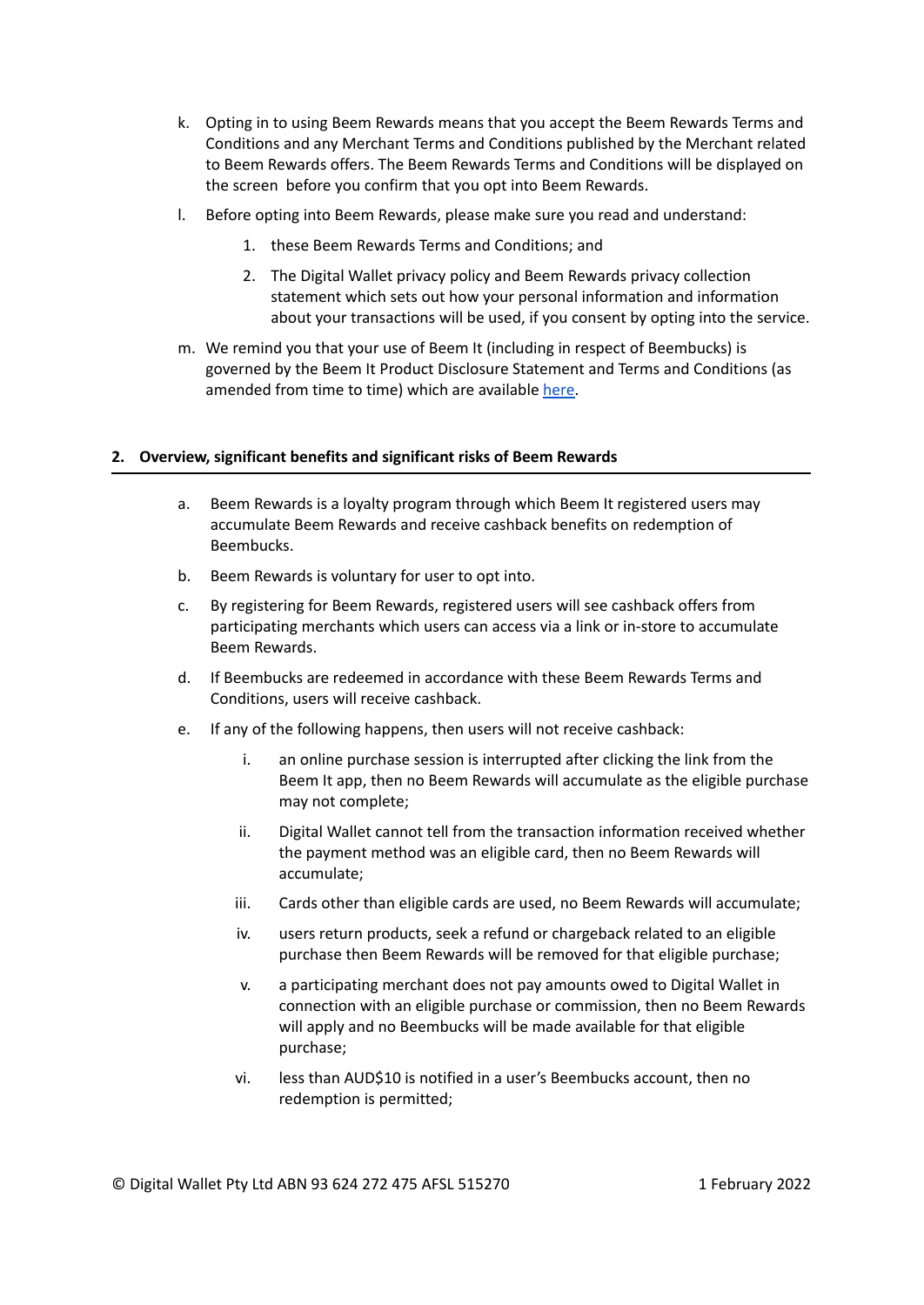k. Opting in to using Beem Rewards means that you accept the Beem Rewards Terms and Conditions and any Merchant Terms and Conditions published by the Merchant related to Beem Rewards offers. The Beem Rewards Terms and Conditions will be displayed on the screen before you confirm that you opt into Beem Rewards.

l. Before opting into Beem Rewards, please make sure you read and understand:

   1. these Beem Rewards Terms and Conditions; and
   2. The Digital Wallet privacy policy and Beem Rewards privacy collection statement which sets out how your personal information and information about your transactions will be used, if you consent by opting into the service.

m. We remind you that your use of Beem It (including in respect of Beembucks) is governed by the Beem It Product Disclosure Statement and Terms and Conditions (as amended from time to time) which are available here.

## 2. Overview, significant benefits and significant risks of Beem Rewards

a. Beem Rewards is a loyalty program through which Beem It registered users may accumulate Beem Rewards and receive cashback benefits on redemption of Beembucks.

b. Beem Rewards is voluntary for user to opt into.

c. By registering for Beem Rewards, registered users will see cashback offers from participating merchants which users can access via a link or in-store to accumulate Beem Rewards.

d. If Beembucks are redeemed in accordance with these Beem Rewards Terms and Conditions, users will receive cashback.

e. If any of the following happens, then users will not receive cashback:

   i. an online purchase session is interrupted after clicking the link from the Beem It app, then no Beem Rewards will accumulate as the eligible purchase may not complete;

   ii. Digital Wallet cannot tell from the transaction information received whether the payment method was an eligible card, then no Beem Rewards will accumulate;

   iii. Cards other than eligible cards are used, no Beem Rewards will accumulate;

   iv. users return products, seek a refund or chargeback related to an eligible purchase then Beem Rewards will be removed for that eligible purchase;

   v. a participating merchant does not pay amounts owed to Digital Wallet in connection with an eligible purchase or commission, then no Beem Rewards will apply and no Beembucks will be made available for that eligible purchase;

   vi. less than AUD$10 is notified in a user's Beembucks account, then no redemption is permitted;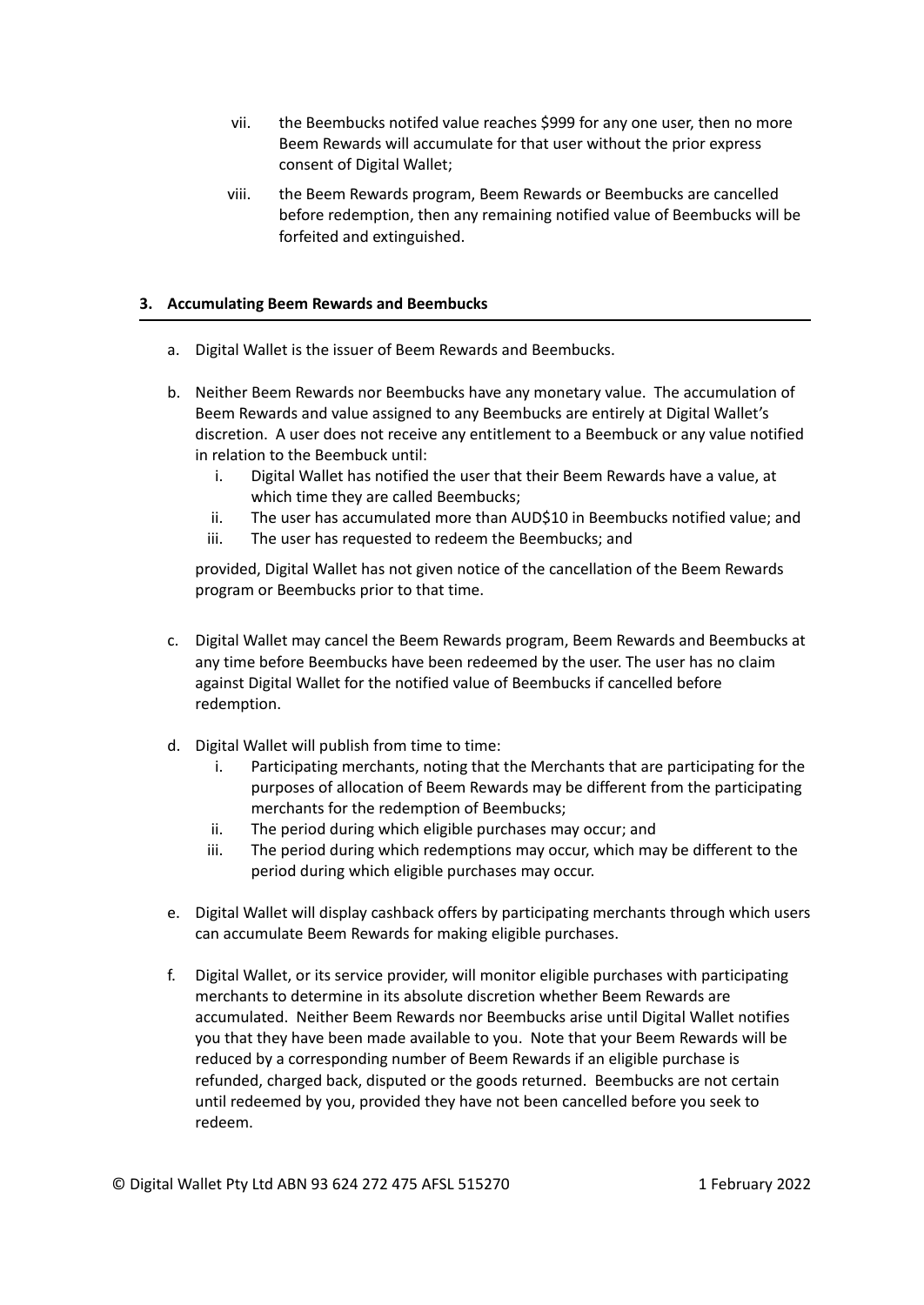vii. the Beembucks notifed value reaches $999 for any one user, then no more Beem Rewards will accumulate for that user without the prior express consent of Digital Wallet;

viii. the Beem Rewards program, Beem Rewards or Beembucks are cancelled before redemption, then any remaining notified value of Beembucks will be forfeited and extinguished.

## 3. Accumulating Beem Rewards and Beembucks

a. Digital Wallet is the issuer of Beem Rewards and Beembucks.

b. Neither Beem Rewards nor Beembucks have any monetary value. The accumulation of Beem Rewards and value assigned to any Beembucks are entirely at Digital Wallet's discretion. A user does not receive any entitlement to a Beembuck or any value notified in relation to the Beembuck until:

   i. Digital Wallet has notified the user that their Beem Rewards have a value, at which time they are called Beembucks;
   ii. The user has accumulated more than AUD$10 in Beembucks notified value; and
   iii. The user has requested to redeem the Beembucks; and

   provided, Digital Wallet has not given notice of the cancellation of the Beem Rewards program or Beembucks prior to that time.

c. Digital Wallet may cancel the Beem Rewards program, Beem Rewards and Beembucks at any time before Beembucks have been redeemed by the user. The user has no claim against Digital Wallet for the notified value of Beembucks if cancelled before redemption.

d. Digital Wallet will publish from time to time:

   i. Participating merchants, noting that the Merchants that are participating for the purposes of allocation of Beem Rewards may be different from the participating merchants for the redemption of Beembucks;
   ii. The period during which eligible purchases may occur; and
   iii. The period during which redemptions may occur, which may be different to the period during which eligible purchases may occur.

e. Digital Wallet will display cashback offers by participating merchants through which users can accumulate Beem Rewards for making eligible purchases.

f. Digital Wallet, or its service provider, will monitor eligible purchases with participating merchants to determine in its absolute discretion whether Beem Rewards are accumulated. Neither Beem Rewards nor Beembucks arise until Digital Wallet notifies you that they have been made available to you. Note that your Beem Rewards will be reduced by a corresponding number of Beem Rewards if an eligible purchase is refunded, charged back, disputed or the goods returned. Beembucks are not certain until redeemed by you, provided they have not been cancelled before you seek to redeem.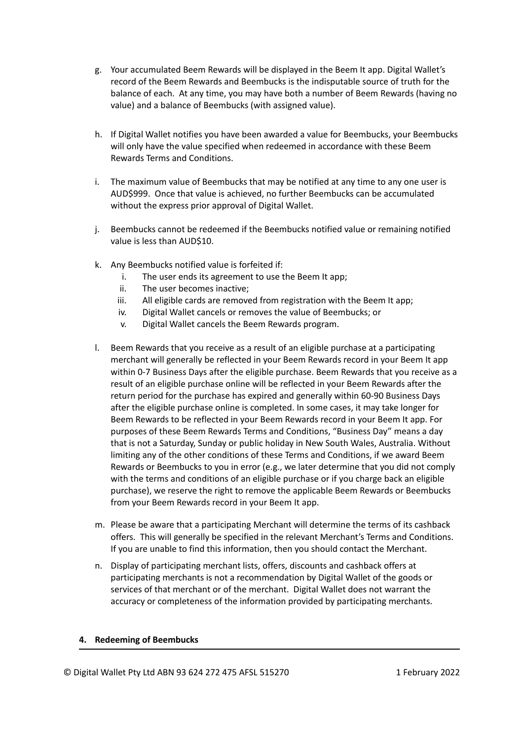g. Your accumulated Beem Rewards will be displayed in the Beem It app. Digital Wallet's record of the Beem Rewards and Beembucks is the indisputable source of truth for the balance of each. At any time, you may have both a number of Beem Rewards (having no value) and a balance of Beembucks (with assigned value).

h. If Digital Wallet notifies you have been awarded a value for Beembucks, your Beembucks will only have the value specified when redeemed in accordance with these Beem Rewards Terms and Conditions.

i. The maximum value of Beembucks that may be notified at any time to any one user is AUD$999. Once that value is achieved, no further Beembucks can be accumulated without the express prior approval of Digital Wallet.

j. Beembucks cannot be redeemed if the Beembucks notified value or remaining notified value is less than AUD$10.

k. Any Beembucks notified value is forfeited if:
   i. The user ends its agreement to use the Beem It app;
   ii. The user becomes inactive;
   iii. All eligible cards are removed from registration with the Beem It app;
   iv. Digital Wallet cancels or removes the value of Beembucks; or
   v. Digital Wallet cancels the Beem Rewards program.

l. Beem Rewards that you receive as a result of an eligible purchase at a participating merchant will generally be reflected in your Beem Rewards record in your Beem It app within 0-7 Business Days after the eligible purchase. Beem Rewards that you receive as a result of an eligible purchase online will be reflected in your Beem Rewards after the return period for the purchase has expired and generally within 60-90 Business Days after the eligible purchase online is completed. In some cases, it may take longer for Beem Rewards to be reflected in your Beem Rewards record in your Beem It app. For purposes of these Beem Rewards Terms and Conditions, "Business Day" means a day that is not a Saturday, Sunday or public holiday in New South Wales, Australia. Without limiting any of the other conditions of these Terms and Conditions, if we award Beem Rewards or Beembucks to you in error (e.g., we later determine that you did not comply with the terms and conditions of an eligible purchase or if you charge back an eligible purchase), we reserve the right to remove the applicable Beem Rewards or Beembucks from your Beem Rewards record in your Beem It app.

m. Please be aware that a participating Merchant will determine the terms of its cashback offers. This will generally be specified in the relevant Merchant's Terms and Conditions. If you are unable to find this information, then you should contact the Merchant.

n. Display of participating merchant lists, offers, discounts and cashback offers at participating merchants is not a recommendation by Digital Wallet of the goods or services of that merchant or of the merchant. Digital Wallet does not warrant the accuracy or completeness of the information provided by participating merchants.

## 4. Redeeming of Beembucks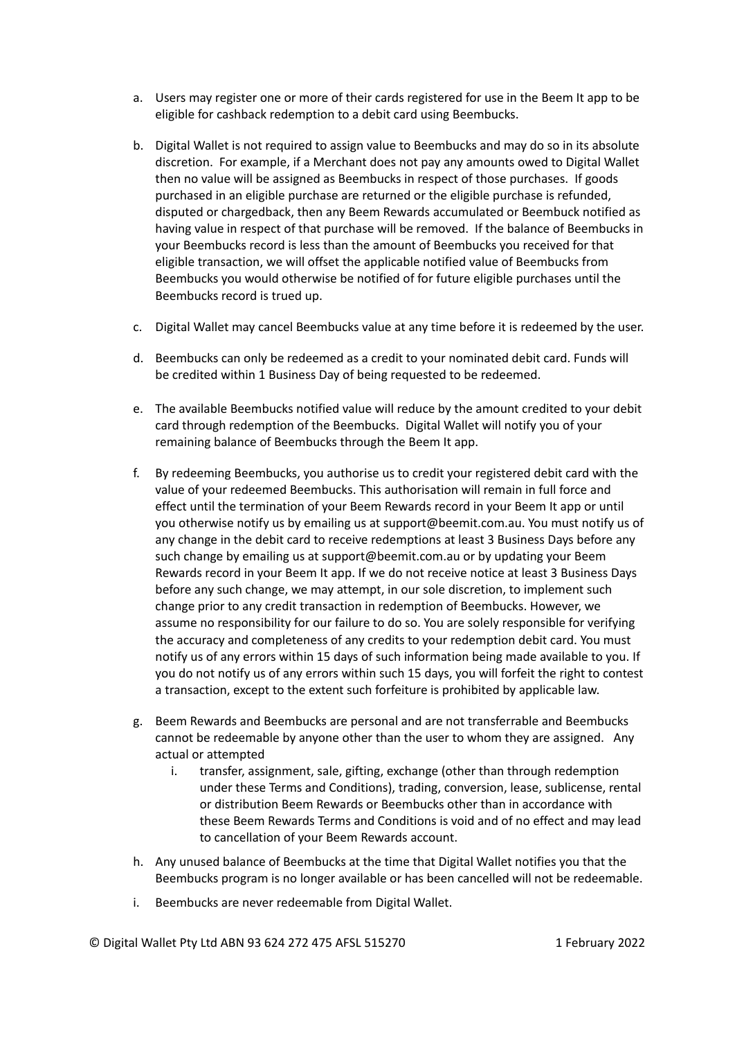a. Users may register one or more of their cards registered for use in the Beem It app to be eligible for cashback redemption to a debit card using Beembucks.

b. Digital Wallet is not required to assign value to Beembucks and may do so in its absolute discretion. For example, if a Merchant does not pay any amounts owed to Digital Wallet then no value will be assigned as Beembucks in respect of those purchases. If goods purchased in an eligible purchase are returned or the eligible purchase is refunded, disputed or chargedback, then any Beem Rewards accumulated or Beembuck notified as having value in respect of that purchase will be removed. If the balance of Beembucks in your Beembucks record is less than the amount of Beembucks you received for that eligible transaction, we will offset the applicable notified value of Beembucks from Beembucks you would otherwise be notified of for future eligible purchases until the Beembucks record is trued up.

c. Digital Wallet may cancel Beembucks value at any time before it is redeemed by the user.

d. Beembucks can only be redeemed as a credit to your nominated debit card. Funds will be credited within 1 Business Day of being requested to be redeemed.

e. The available Beembucks notified value will reduce by the amount credited to your debit card through redemption of the Beembucks. Digital Wallet will notify you of your remaining balance of Beembucks through the Beem It app.

f. By redeeming Beembucks, you authorise us to credit your registered debit card with the value of your redeemed Beembucks. This authorisation will remain in full force and effect until the termination of your Beem Rewards record in your Beem It app or until you otherwise notify us by emailing us at support@beemit.com.au. You must notify us of any change in the debit card to receive redemptions at least 3 Business Days before any such change by emailing us at support@beemit.com.au or by updating your Beem Rewards record in your Beem It app. If we do not receive notice at least 3 Business Days before any such change, we may attempt, in our sole discretion, to implement such change prior to any credit transaction in redemption of Beembucks. However, we assume no responsibility for our failure to do so. You are solely responsible for verifying the accuracy and completeness of any credits to your redemption debit card. You must notify us of any errors within 15 days of such information being made available to you. If you do not notify us of any errors within such 15 days, you will forfeit the right to contest a transaction, except to the extent such forfeiture is prohibited by applicable law.

g. Beem Rewards and Beembucks are personal and are not transferrable and Beembucks cannot be redeemable by anyone other than the user to whom they are assigned. Any actual or attempted
    i. transfer, assignment, sale, gifting, exchange (other than through redemption under these Terms and Conditions), trading, conversion, lease, sublicense, rental or distribution Beem Rewards or Beembucks other than in accordance with these Beem Rewards Terms and Conditions is void and of no effect and may lead to cancellation of your Beem Rewards account.

h. Any unused balance of Beembucks at the time that Digital Wallet notifies you that the Beembucks program is no longer available or has been cancelled will not be redeemable.

i. Beembucks are never redeemable from Digital Wallet.

© Digital Wallet Pty Ltd ABN 93 624 272 475 AFSL 515270 1 February 2022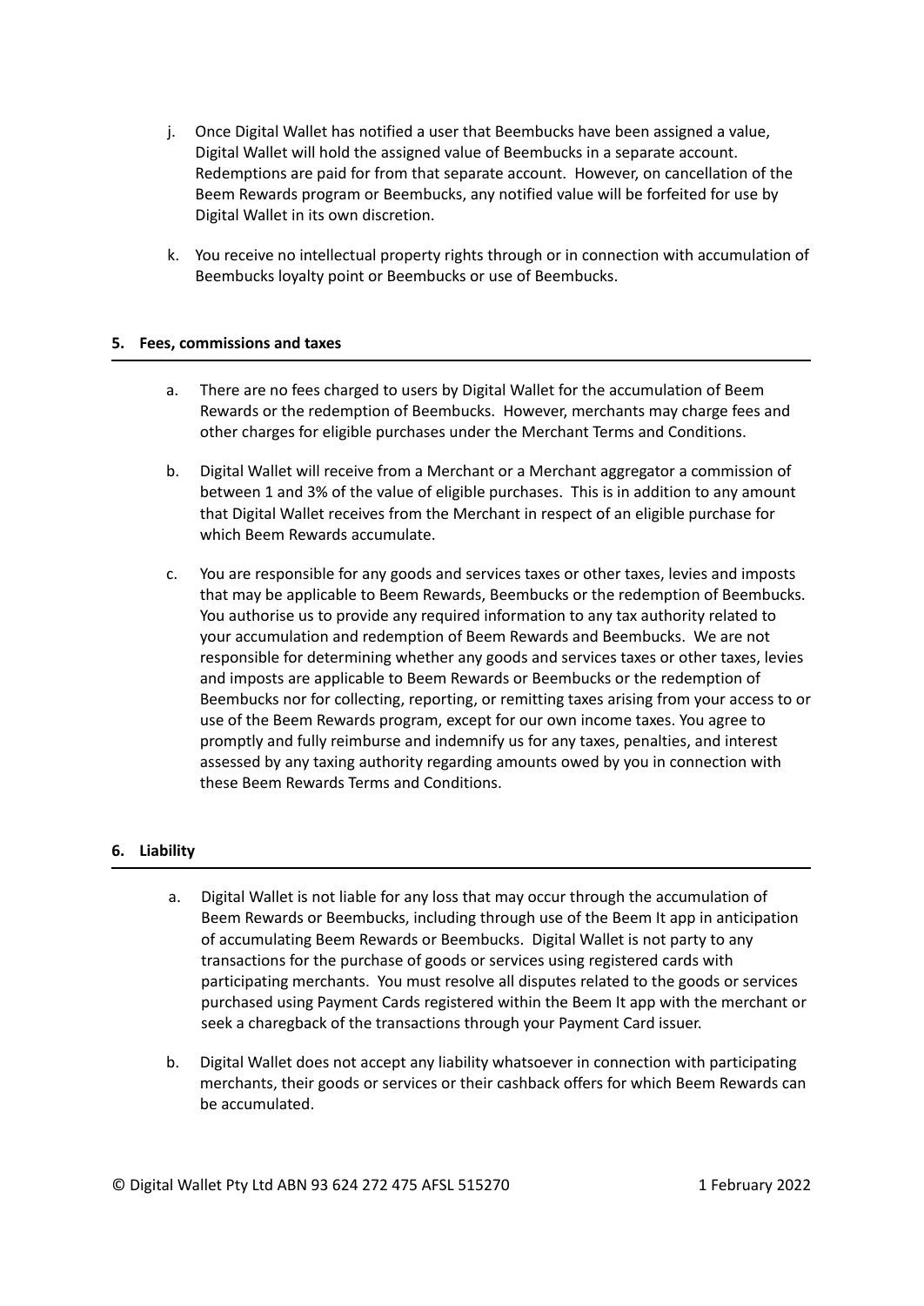j. Once Digital Wallet has notified a user that Beembucks have been assigned a value, Digital Wallet will hold the assigned value of Beembucks in a separate account. Redemptions are paid for from that separate account. However, on cancellation of the Beem Rewards program or Beembucks, any notified value will be forfeited for use by Digital Wallet in its own discretion.

k. You receive no intellectual property rights through or in connection with accumulation of Beembucks loyalty point or Beembucks or use of Beembucks.

## 5. Fees, commissions and taxes

a. There are no fees charged to users by Digital Wallet for the accumulation of Beem Rewards or the redemption of Beembucks. However, merchants may charge fees and other charges for eligible purchases under the Merchant Terms and Conditions.

b. Digital Wallet will receive from a Merchant or a Merchant aggregator a commission of between 1 and 3% of the value of eligible purchases. This is in addition to any amount that Digital Wallet receives from the Merchant in respect of an eligible purchase for which Beem Rewards accumulate.

c. You are responsible for any goods and services taxes or other taxes, levies and imposts that may be applicable to Beem Rewards, Beembucks or the redemption of Beembucks. You authorise us to provide any required information to any tax authority related to your accumulation and redemption of Beem Rewards and Beembucks. We are not responsible for determining whether any goods and services taxes or other taxes, levies and imposts are applicable to Beem Rewards or Beembucks or the redemption of Beembucks nor for collecting, reporting, or remitting taxes arising from your access to or use of the Beem Rewards program, except for our own income taxes. You agree to promptly and fully reimburse and indemnify us for any taxes, penalties, and interest assessed by any taxing authority regarding amounts owed by you in connection with these Beem Rewards Terms and Conditions.

## 6. Liability

a. Digital Wallet is not liable for any loss that may occur through the accumulation of Beem Rewards or Beembucks, including through use of the Beem It app in anticipation of accumulating Beem Rewards or Beembucks. Digital Wallet is not party to any transactions for the purchase of goods or services using registered cards with participating merchants. You must resolve all disputes related to the goods or services purchased using Payment Cards registered within the Beem It app with the merchant or seek a charegback of the transactions through your Payment Card issuer.

b. Digital Wallet does not accept any liability whatsoever in connection with participating merchants, their goods or services or their cashback offers for which Beem Rewards can be accumulated.

© Digital Wallet Pty Ltd ABN 93 624 272 475 AFSL 515270 1 February 2022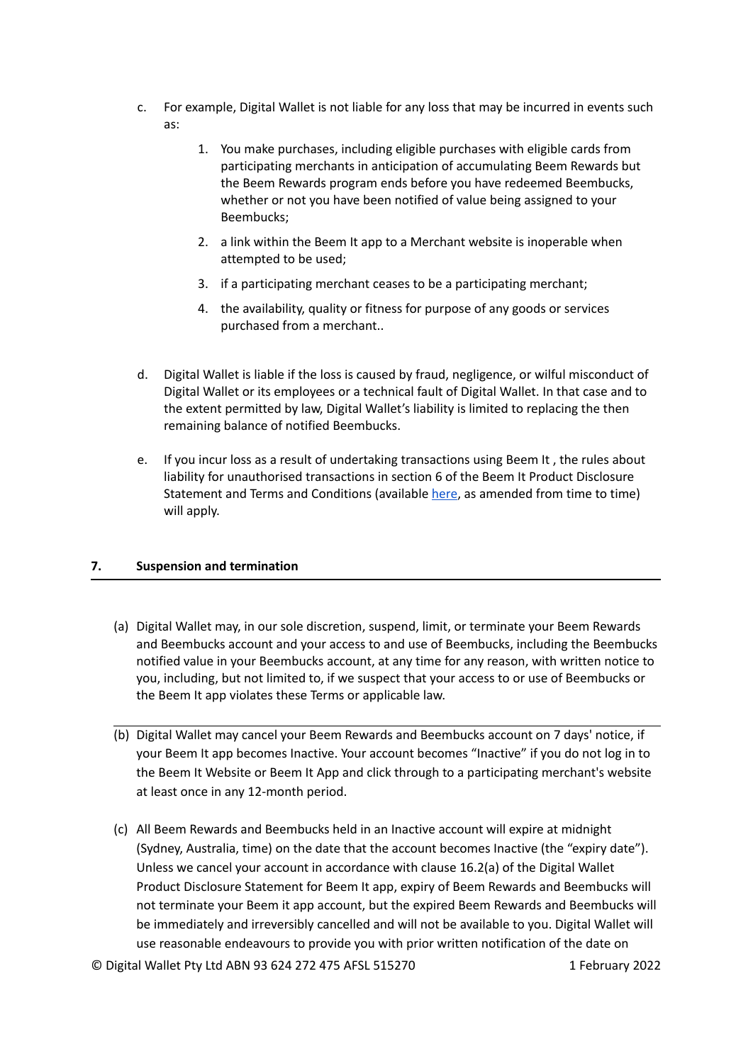c. For example, Digital Wallet is not liable for any loss that may be incurred in events such as:

   1. You make purchases, including eligible purchases with eligible cards from participating merchants in anticipation of accumulating Beem Rewards but the Beem Rewards program ends before you have redeemed Beembucks, whether or not you have been notified of value being assigned to your Beembucks;
   2. a link within the Beem It app to a Merchant website is inoperable when attempted to be used;
   3. if a participating merchant ceases to be a participating merchant;
   4. the availability, quality or fitness for purpose of any goods or services purchased from a merchant..

d. Digital Wallet is liable if the loss is caused by fraud, negligence, or wilful misconduct of Digital Wallet or its employees or a technical fault of Digital Wallet. In that case and to the extent permitted by law, Digital Wallet's liability is limited to replacing the then remaining balance of notified Beembucks.

e. If you incur loss as a result of undertaking transactions using Beem It , the rules about liability for unauthorised transactions in section 6 of the Beem It Product Disclosure Statement and Terms and Conditions (available here, as amended from time to time) will apply.

## 7. Suspension and termination

(a) Digital Wallet may, in our sole discretion, suspend, limit, or terminate your Beem Rewards and Beembucks account and your access to and use of Beembucks, including the Beembucks notified value in your Beembucks account, at any time for any reason, with written notice to you, including, but not limited to, if we suspect that your access to or use of Beembucks or the Beem It app violates these Terms or applicable law.

(b) Digital Wallet may cancel your Beem Rewards and Beembucks account on 7 days' notice, if your Beem It app becomes Inactive. Your account becomes "Inactive" if you do not log in to the Beem It Website or Beem It App and click through to a participating merchant's website at least once in any 12-month period.

(c) All Beem Rewards and Beembucks held in an Inactive account will expire at midnight (Sydney, Australia, time) on the date that the account becomes Inactive (the "expiry date"). Unless we cancel your account in accordance with clause 16.2(a) of the Digital Wallet Product Disclosure Statement for Beem It app, expiry of Beem Rewards and Beembucks will not terminate your Beem it app account, but the expired Beem Rewards and Beembucks will be immediately and irreversibly cancelled and will not be available to you. Digital Wallet will use reasonable endeavours to provide you with prior written notification of the date on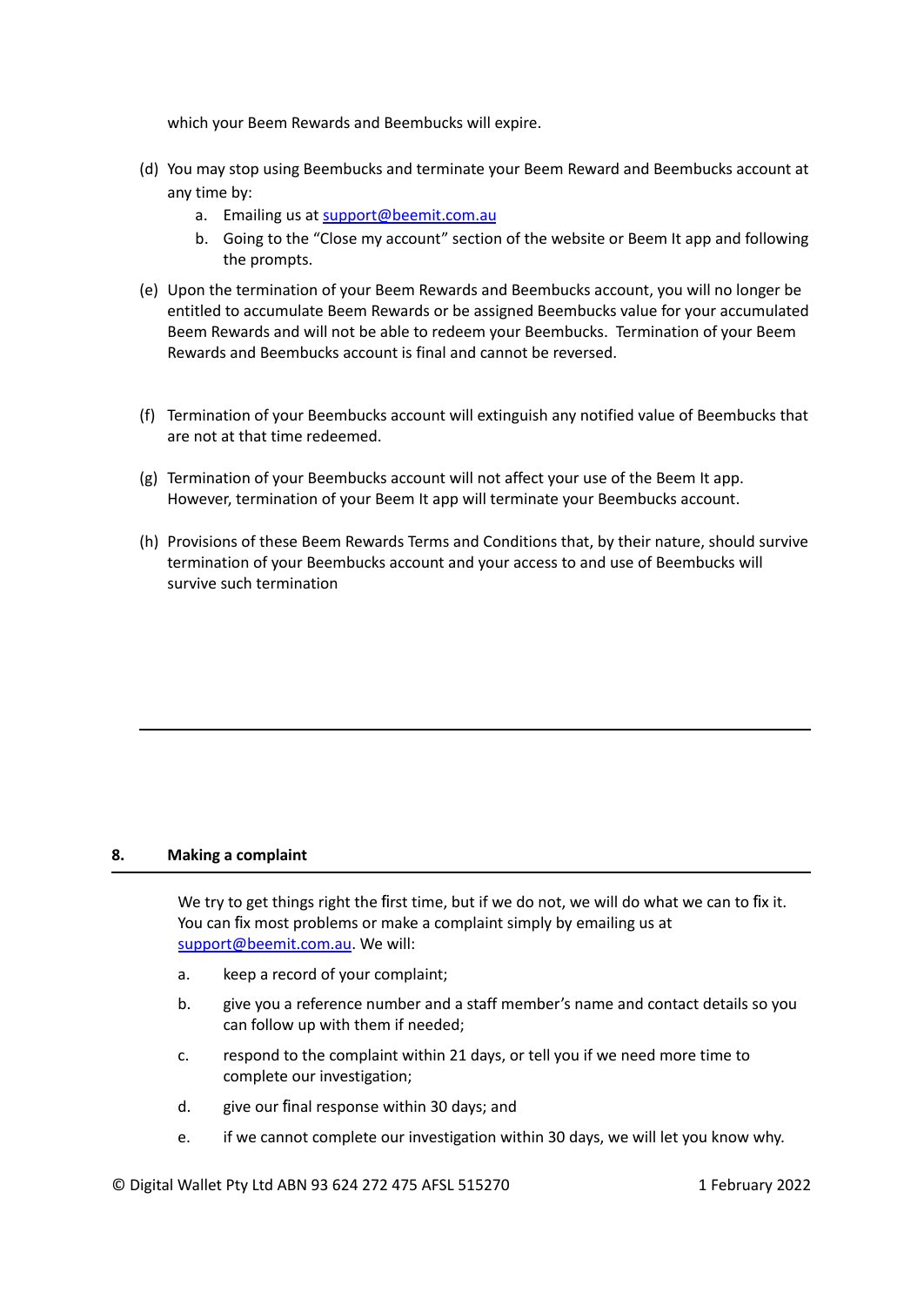which your Beem Rewards and Beembucks will expire.

(d) You may stop using Beembucks and terminate your Beem Reward and Beembucks account at any time by:
   a. Emailing us at support@beemit.com.au
   b. Going to the "Close my account" section of the website or Beem It app and following the prompts.

(e) Upon the termination of your Beem Rewards and Beembucks account, you will no longer be entitled to accumulate Beem Rewards or be assigned Beembucks value for your accumulated Beem Rewards and will not be able to redeem your Beembucks. Termination of your Beem Rewards and Beembucks account is final and cannot be reversed.

(f) Termination of your Beembucks account will extinguish any notified value of Beembucks that are not at that time redeemed.

(g) Termination of your Beembucks account will not affect your use of the Beem It app. However, termination of your Beem It app will terminate your Beembucks account.

(h) Provisions of these Beem Rewards Terms and Conditions that, by their nature, should survive termination of your Beembucks account and your access to and use of Beembucks will survive such termination

---

## 8. Making a complaint

We try to get things right the first time, but if we do not, we will do what we can to fix it. You can fix most problems or make a complaint simply by emailing us at support@beemit.com.au. We will:

a. keep a record of your complaint;

b. give you a reference number and a staff member's name and contact details so you can follow up with them if needed;

c. respond to the complaint within 21 days, or tell you if we need more time to complete our investigation;

d. give our final response within 30 days; and

e. if we cannot complete our investigation within 30 days, we will let you know why.

© Digital Wallet Pty Ltd ABN 93 624 272 475 AFSL 515270 1 February 2022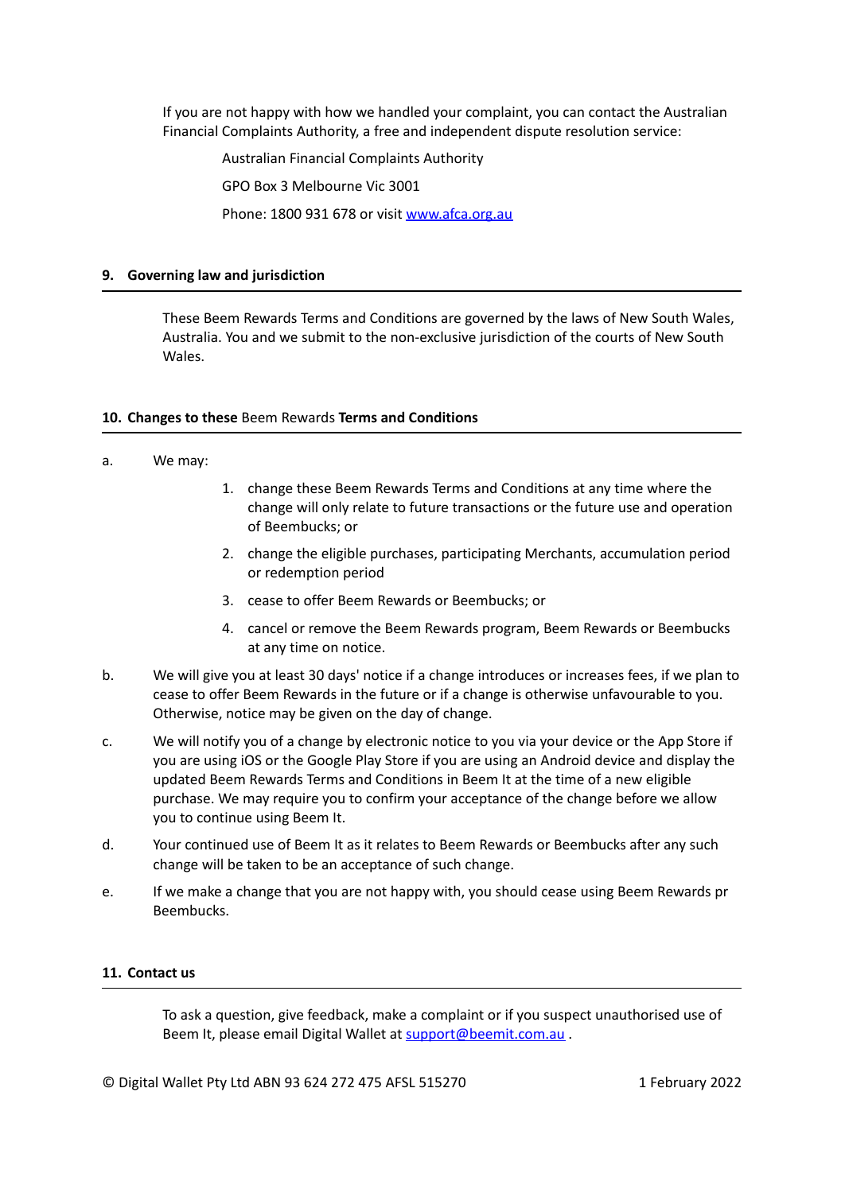If you are not happy with how we handled your complaint, you can contact the Australian Financial Complaints Authority, a free and independent dispute resolution service:

Australian Financial Complaints Authority

GPO Box 3 Melbourne Vic 3001

Phone: 1800 931 678 or visit [www.afca.org.au](http://www.afca.org.au)

## 9. Governing law and jurisdiction

These Beem Rewards Terms and Conditions are governed by the laws of New South Wales, Australia. You and we submit to the non-exclusive jurisdiction of the courts of New South Wales.

## 10. Changes to these Beem Rewards Terms and Conditions

a. We may:

1. change these Beem Rewards Terms and Conditions at any time where the change will only relate to future transactions or the future use and operation of Beembucks; or
2. change the eligible purchases, participating Merchants, accumulation period or redemption period
3. cease to offer Beem Rewards or Beembucks; or
4. cancel or remove the Beem Rewards program, Beem Rewards or Beembucks at any time on notice.

b. We will give you at least 30 days' notice if a change introduces or increases fees, if we plan to cease to offer Beem Rewards in the future or if a change is otherwise unfavourable to you. Otherwise, notice may be given on the day of change.

c. We will notify you of a change by electronic notice to you via your device or the App Store if you are using iOS or the Google Play Store if you are using an Android device and display the updated Beem Rewards Terms and Conditions in Beem It at the time of a new eligible purchase. We may require you to confirm your acceptance of the change before we allow you to continue using Beem It.

d. Your continued use of Beem It as it relates to Beem Rewards or Beembucks after any such change will be taken to be an acceptance of such change.

e. If we make a change that you are not happy with, you should cease using Beem Rewards pr Beembucks.

## 11. Contact us

To ask a question, give feedback, make a complaint or if you suspect unauthorised use of Beem It, please email Digital Wallet at [support@beemit.com.au](mailto:support@beemit.com.au) .

© Digital Wallet Pty Ltd ABN 93 624 272 475 AFSL 515270 1 February 2022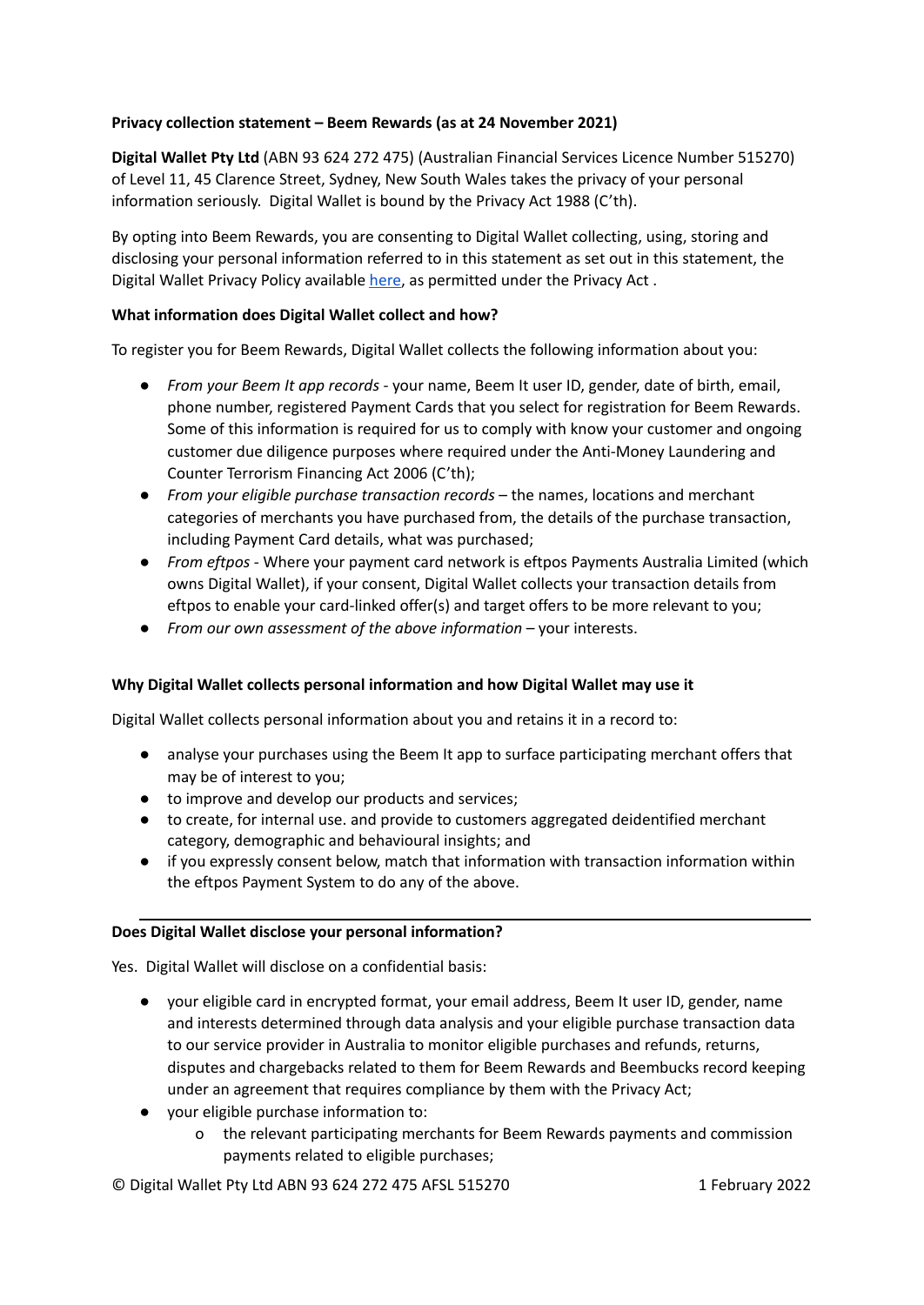**Privacy collection statement – Beem Rewards (as at 24 November 2021)**

**Digital Wallet Pty Ltd** (ABN 93 624 272 475) (Australian Financial Services Licence Number 515270) of Level 11, 45 Clarence Street, Sydney, New South Wales takes the privacy of your personal information seriously. Digital Wallet is bound by the Privacy Act 1988 (C'th).

By opting into Beem Rewards, you are consenting to Digital Wallet collecting, using, storing and disclosing your personal information referred to in this statement as set out in this statement, the Digital Wallet Privacy Policy available here, as permitted under the Privacy Act .

**What information does Digital Wallet collect and how?**

To register you for Beem Rewards, Digital Wallet collects the following information about you:

- *From your Beem It app records* - your name, Beem It user ID, gender, date of birth, email, phone number, registered Payment Cards that you select for registration for Beem Rewards. Some of this information is required for us to comply with know your customer and ongoing customer due diligence purposes where required under the Anti-Money Laundering and Counter Terrorism Financing Act 2006 (C'th);
- *From your eligible purchase transaction records* – the names, locations and merchant categories of merchants you have purchased from, the details of the purchase transaction, including Payment Card details, what was purchased;
- *From eftpos* - Where your payment card network is eftpos Payments Australia Limited (which owns Digital Wallet), if your consent, Digital Wallet collects your transaction details from eftpos to enable your card-linked offer(s) and target offers to be more relevant to you;
- *From our own assessment of the above information* – your interests.

**Why Digital Wallet collects personal information and how Digital Wallet may use it**

Digital Wallet collects personal information about you and retains it in a record to:

- analyse your purchases using the Beem It app to surface participating merchant offers that may be of interest to you;
- to improve and develop our products and services;
- to create, for internal use. and provide to customers aggregated deidentified merchant category, demographic and behavioural insights; and
- if you expressly consent below, match that information with transaction information within the eftpos Payment System to do any of the above.

---

**Does Digital Wallet disclose your personal information?**

Yes. Digital Wallet will disclose on a confidential basis:

- your eligible card in encrypted format, your email address, Beem It user ID, gender, name and interests determined through data analysis and your eligible purchase transaction data to our service provider in Australia to monitor eligible purchases and refunds, returns, disputes and chargebacks related to them for Beem Rewards and Beembucks record keeping under an agreement that requires compliance by them with the Privacy Act;
- your eligible purchase information to:
    - o the relevant participating merchants for Beem Rewards payments and commission payments related to eligible purchases;

© Digital Wallet Pty Ltd ABN 93 624 272 475 AFSL 515270 1 February 2022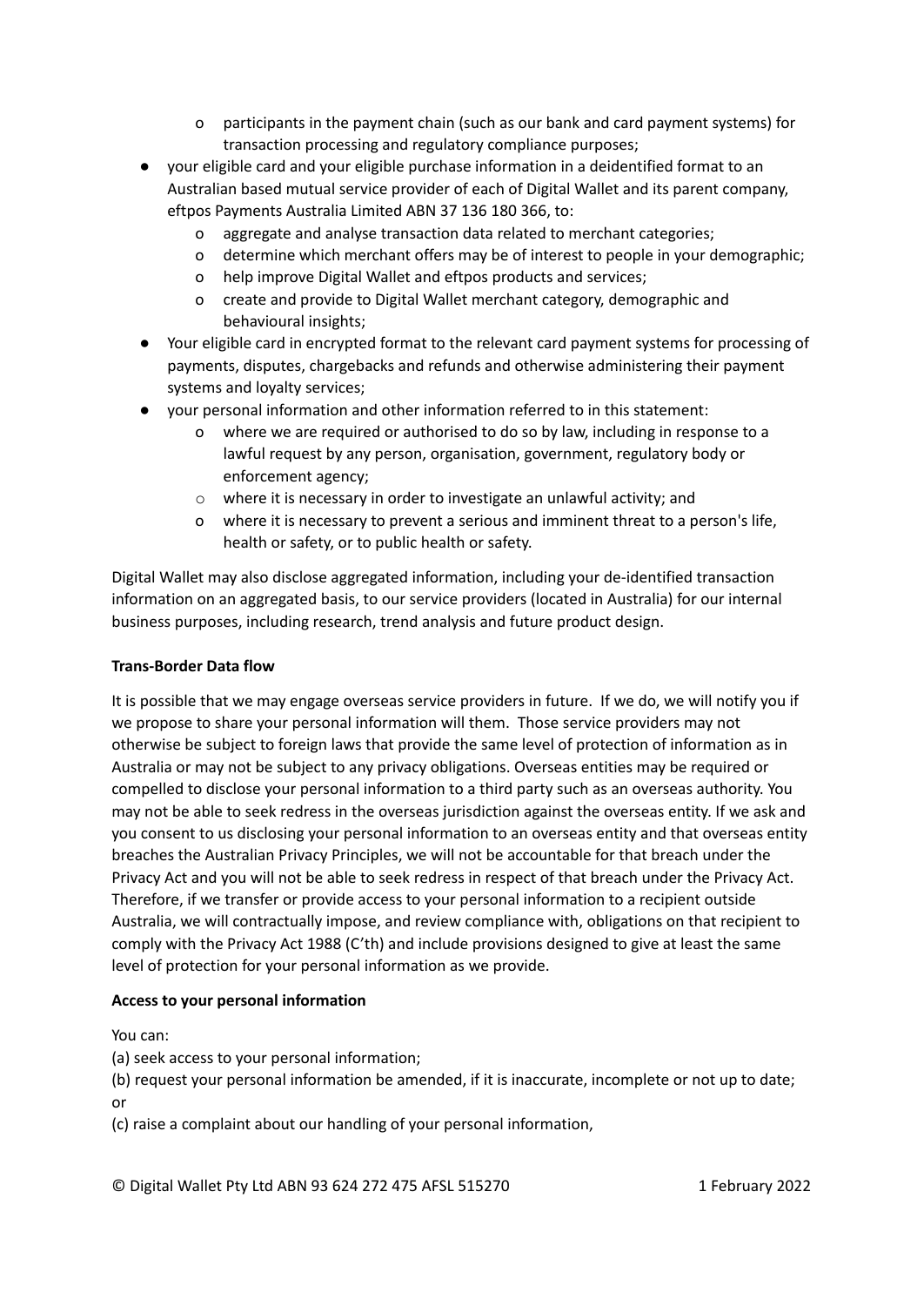- participants in the payment chain (such as our bank and card payment systems) for transaction processing and regulatory compliance purposes;
- your eligible card and your eligible purchase information in a deidentified format to an Australian based mutual service provider of each of Digital Wallet and its parent company, eftpos Payments Australia Limited ABN 37 136 180 366, to:
  - aggregate and analyse transaction data related to merchant categories;
  - determine which merchant offers may be of interest to people in your demographic;
  - help improve Digital Wallet and eftpos products and services;
  - create and provide to Digital Wallet merchant category, demographic and behavioural insights;
- Your eligible card in encrypted format to the relevant card payment systems for processing of payments, disputes, chargebacks and refunds and otherwise administering their payment systems and loyalty services;
- your personal information and other information referred to in this statement:
  - where we are required or authorised to do so by law, including in response to a lawful request by any person, organisation, government, regulatory body or enforcement agency;
  - where it is necessary in order to investigate an unlawful activity; and
  - where it is necessary to prevent a serious and imminent threat to a person's life, health or safety, or to public health or safety.

Digital Wallet may also disclose aggregated information, including your de-identified transaction information on an aggregated basis, to our service providers (located in Australia) for our internal business purposes, including research, trend analysis and future product design.

**Trans-Border Data flow**

It is possible that we may engage overseas service providers in future. If we do, we will notify you if we propose to share your personal information will them. Those service providers may not otherwise be subject to foreign laws that provide the same level of protection of information as in Australia or may not be subject to any privacy obligations. Overseas entities may be required or compelled to disclose your personal information to a third party such as an overseas authority. You may not be able to seek redress in the overseas jurisdiction against the overseas entity. If we ask and you consent to us disclosing your personal information to an overseas entity and that overseas entity breaches the Australian Privacy Principles, we will not be accountable for that breach under the Privacy Act and you will not be able to seek redress in respect of that breach under the Privacy Act. Therefore, if we transfer or provide access to your personal information to a recipient outside Australia, we will contractually impose, and review compliance with, obligations on that recipient to comply with the Privacy Act 1988 (C'th) and include provisions designed to give at least the same level of protection for your personal information as we provide.

**Access to your personal information**

You can:

(a) seek access to your personal information;

(b) request your personal information be amended, if it is inaccurate, incomplete or not up to date; or

(c) raise a complaint about our handling of your personal information,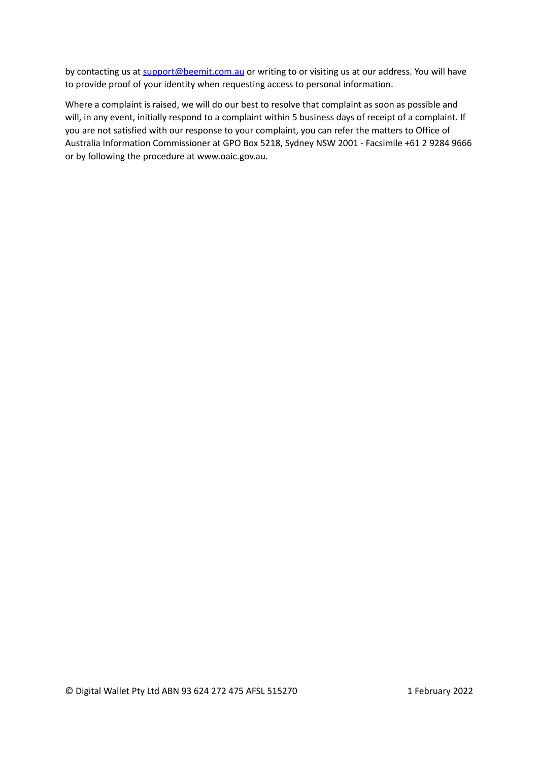by contacting us at support@beemit.com.au or writing to or visiting us at our address. You will have to provide proof of your identity when requesting access to personal information.

Where a complaint is raised, we will do our best to resolve that complaint as soon as possible and will, in any event, initially respond to a complaint within 5 business days of receipt of a complaint. If you are not satisfied with our response to your complaint, you can refer the matters to Office of Australia Information Commissioner at GPO Box 5218, Sydney NSW 2001 - Facsimile +61 2 9284 9666 or by following the procedure at www.oaic.gov.au.